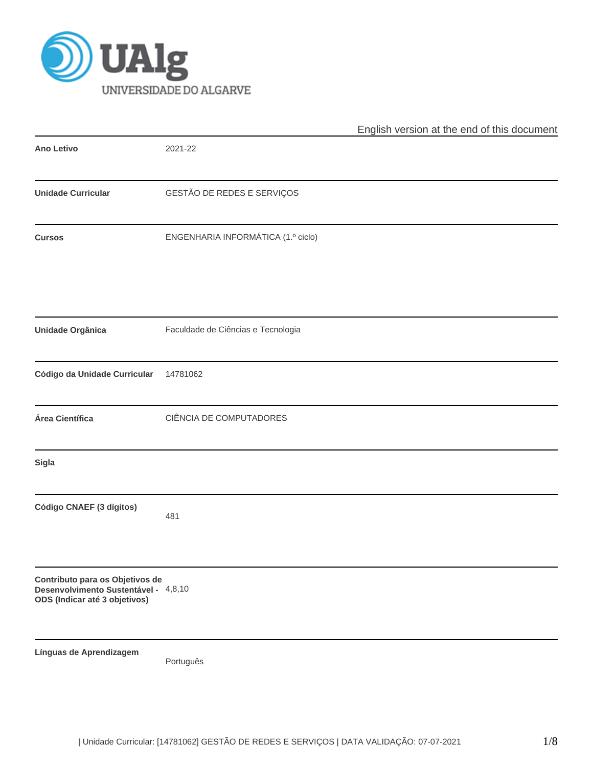UNIVERSIDADE DO ALGARVE

English version at the end of this document

| | |
|---|---|
| **Ano Letivo** | 2021-22 |
| **Unidade Curricular** | GESTÃO DE REDES E SERVIÇOS |
| **Cursos** | ENGENHARIA INFORMÁTICA (1.º ciclo) |
| **Unidade Orgânica** | Faculdade de Ciências e Tecnologia |
| **Código da Unidade Curricular** | 14781062 |
| **Área Científica** | CIÊNCIA DE COMPUTADORES |
| **Sigla** | |
| **Código CNAEF (3 dígitos)** | 481 |
| **Contributo para os Objetivos de Desenvolvimento Sustentável - ODS (Indicar até 3 objetivos)** | 4,8,10 |
| **Línguas de Aprendizagem** | Português |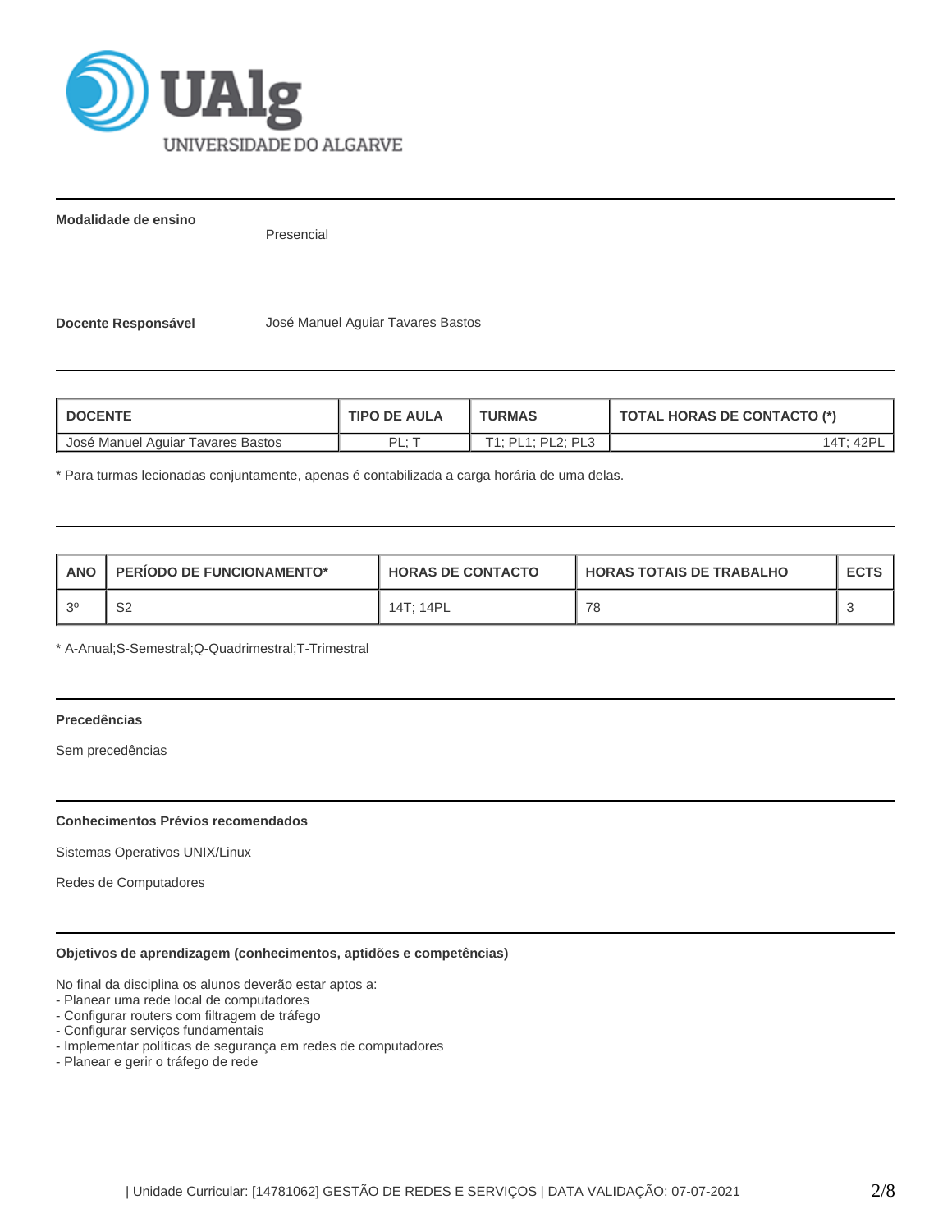**Modalidade de ensino**

Presencial

**Docente Responsável** José Manuel Aguiar Tavares Bastos

| DOCENTE | TIPO DE AULA | TURMAS | TOTAL HORAS DE CONTACTO (*) |
|---|---|---|---|
| José Manuel Aguiar Tavares Bastos | PL; T | T1; PL1; PL2; PL3 | 14T; 42PL |

* Para turmas lecionadas conjuntamente, apenas é contabilizada a carga horária de uma delas.

| ANO | PERÍODO DE FUNCIONAMENTO* | HORAS DE CONTACTO | HORAS TOTAIS DE TRABALHO | ECTS |
|---|---|---|---|---|
| 3º | S2 | 14T; 14PL | 78 | 3 |

* A-Anual;S-Semestral;Q-Quadrimestral;T-Trimestral

**Precedências**

Sem precedências

**Conhecimentos Prévios recomendados**

Sistemas Operativos UNIX/Linux

Redes de Computadores

**Objetivos de aprendizagem (conhecimentos, aptidões e competências)**

No final da disciplina os alunos deverão estar aptos a:
- Planear uma rede local de computadores
- Configurar routers com filtragem de tráfego
- Configurar serviços fundamentais
- Implementar políticas de segurança em redes de computadores
- Planear e gerir o tráfego de rede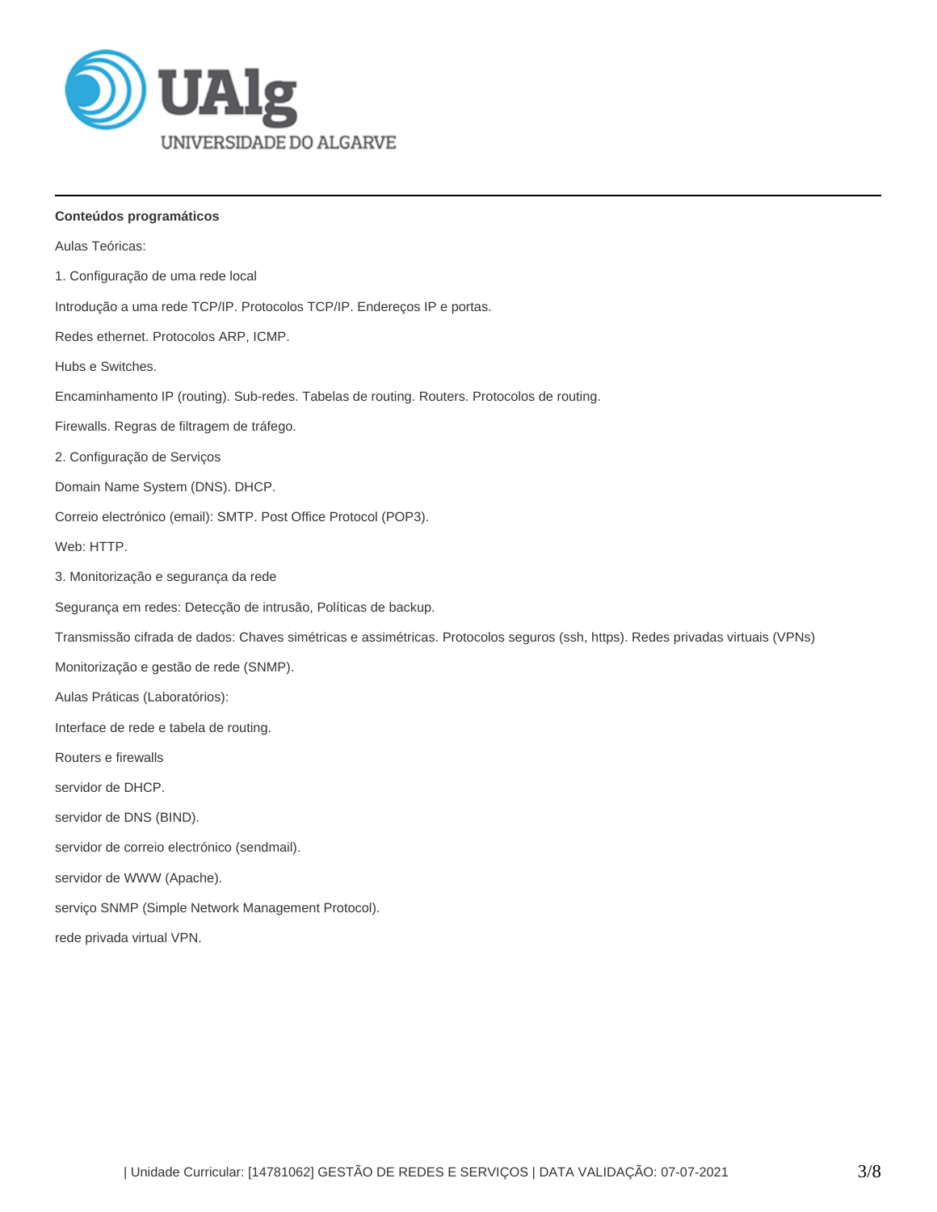**Conteúdos programáticos**

Aulas Teóricas:

1. Configuração de uma rede local

Introdução a uma rede TCP/IP. Protocolos TCP/IP. Endereços IP e portas.

Redes ethernet. Protocolos ARP, ICMP.

Hubs e Switches.

Encaminhamento IP (routing). Sub-redes. Tabelas de routing. Routers. Protocolos de routing.

Firewalls. Regras de filtragem de tráfego.

2. Configuração de Serviços

Domain Name System (DNS). DHCP.

Correio electrónico (email): SMTP. Post Office Protocol (POP3).

Web: HTTP.

3. Monitorização e segurança da rede

Segurança em redes: Detecção de intrusão, Políticas de backup.

Transmissão cifrada de dados: Chaves simétricas e assimétricas. Protocolos seguros (ssh, https). Redes privadas virtuais (VPNs)

Monitorização e gestão de rede (SNMP).

Aulas Práticas (Laboratórios):

Interface de rede e tabela de routing.

Routers e firewalls

servidor de DHCP.

servidor de DNS (BIND).

servidor de correio electrónico (sendmail).

servidor de WWW (Apache).

serviço SNMP (Simple Network Management Protocol).

rede privada virtual VPN.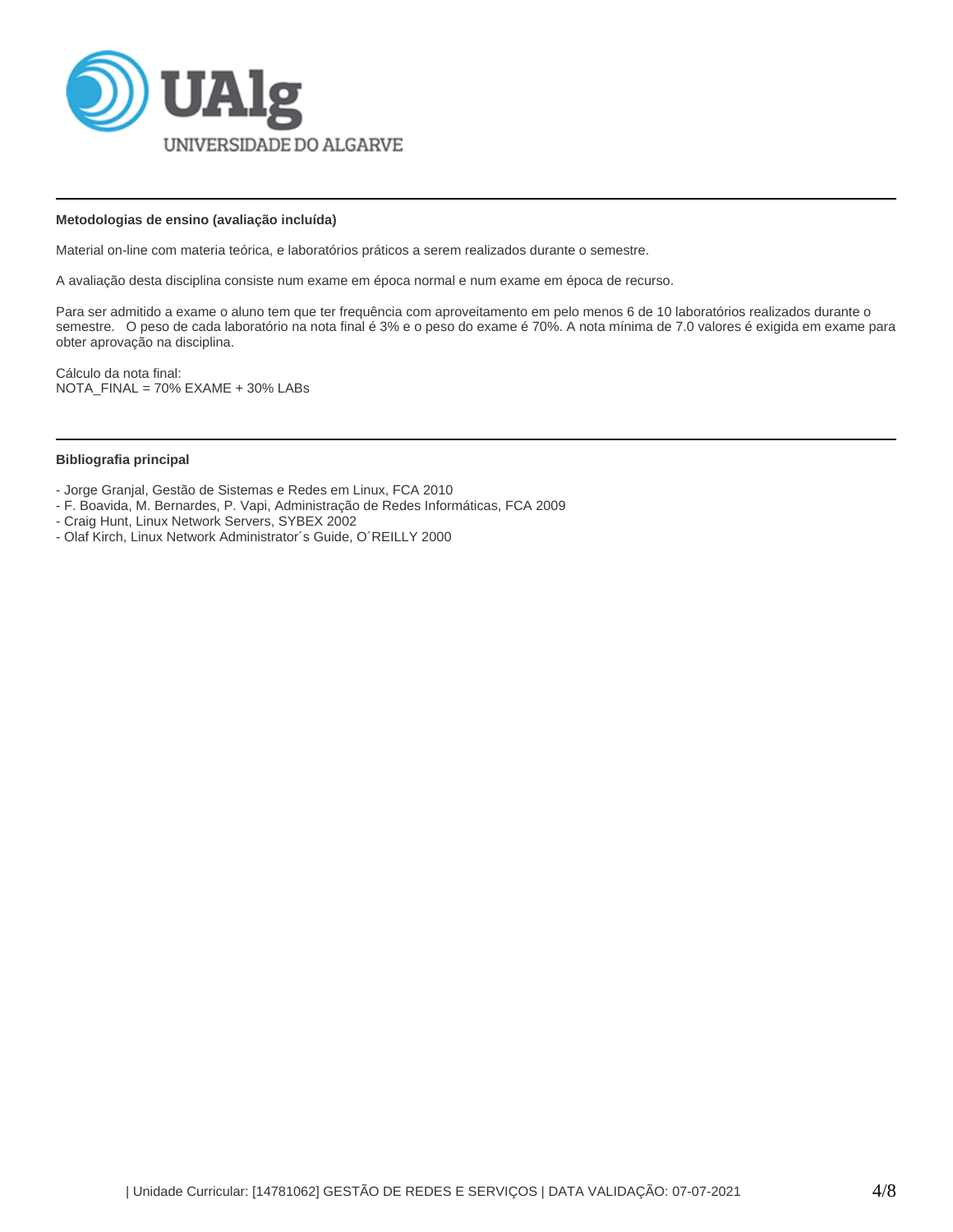### Metodologias de ensino (avaliação incluída)

Material on-line com materia teórica, e laboratórios práticos a serem realizados durante o semestre.

A avaliação desta disciplina consiste num exame em época normal e num exame em época de recurso.

Para ser admitido a exame o aluno tem que ter frequência com aproveitamento em pelo menos 6 de 10 laboratórios realizados durante o semestre. O peso de cada laboratório na nota final é 3% e o peso do exame é 70%. A nota mínima de 7.0 valores é exigida em exame para obter aprovação na disciplina.

Cálculo da nota final:
NOTA_FINAL = 70% EXAME + 30% LABs

### Bibliografia principal

- Jorge Granjal, Gestão de Sistemas e Redes em Linux, FCA 2010
- F. Boavida, M. Bernardes, P. Vapi, Administração de Redes Informáticas, FCA 2009
- Craig Hunt, Linux Network Servers, SYBEX 2002
- Olaf Kirch, Linux Network Administrator´s Guide, O´REILLY 2000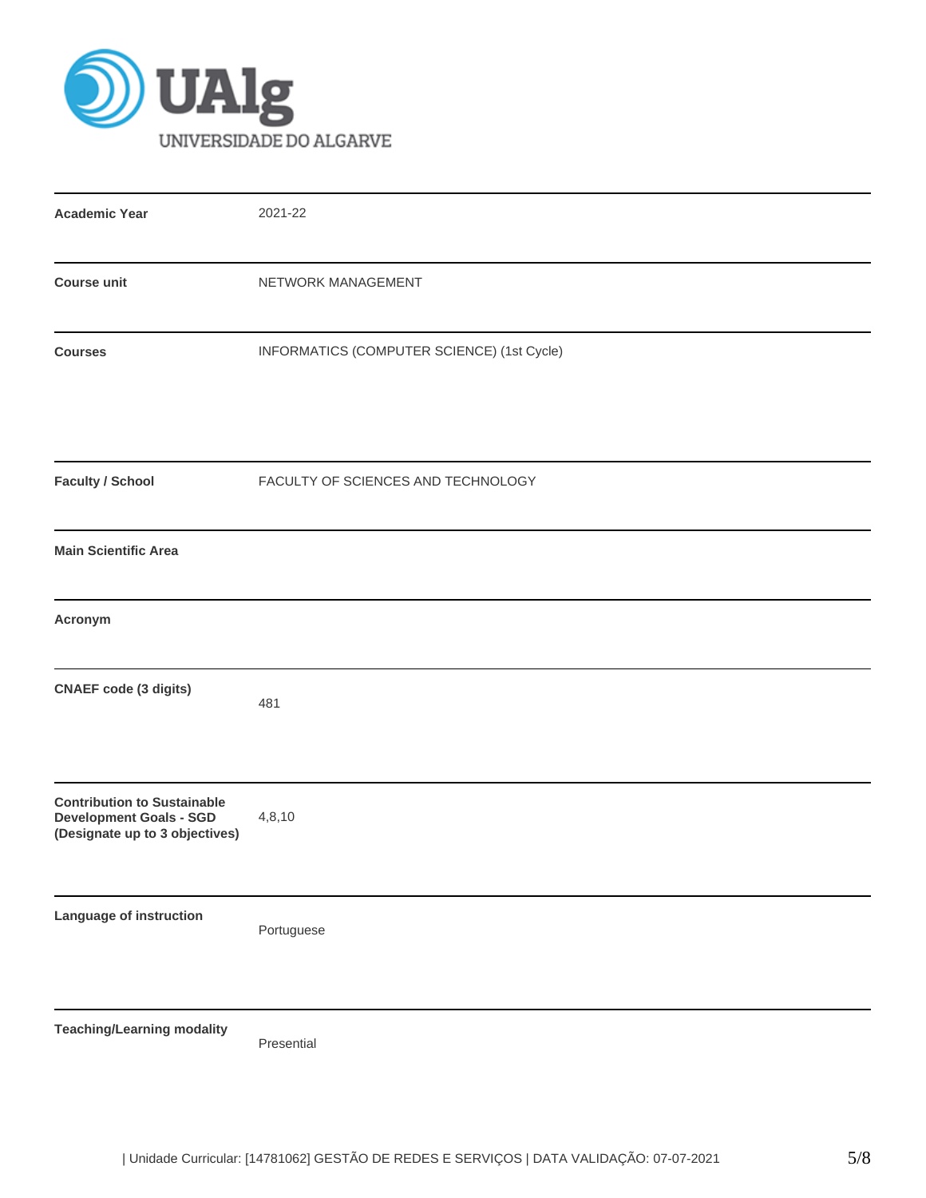| | |
|---|---|
| **Academic Year** | 2021-22 |
| **Course unit** | NETWORK MANAGEMENT |
| **Courses** | INFORMATICS (COMPUTER SCIENCE) (1st Cycle) |
| **Faculty / School** | FACULTY OF SCIENCES AND TECHNOLOGY |
| **Main Scientific Area** | |
| **Acronym** | |
| **CNAEF code (3 digits)** | 481 |
| **Contribution to Sustainable Development Goals - SGD (Designate up to 3 objectives)** | 4,8,10 |
| **Language of instruction** | Portuguese |
| **Teaching/Learning modality** | Presential |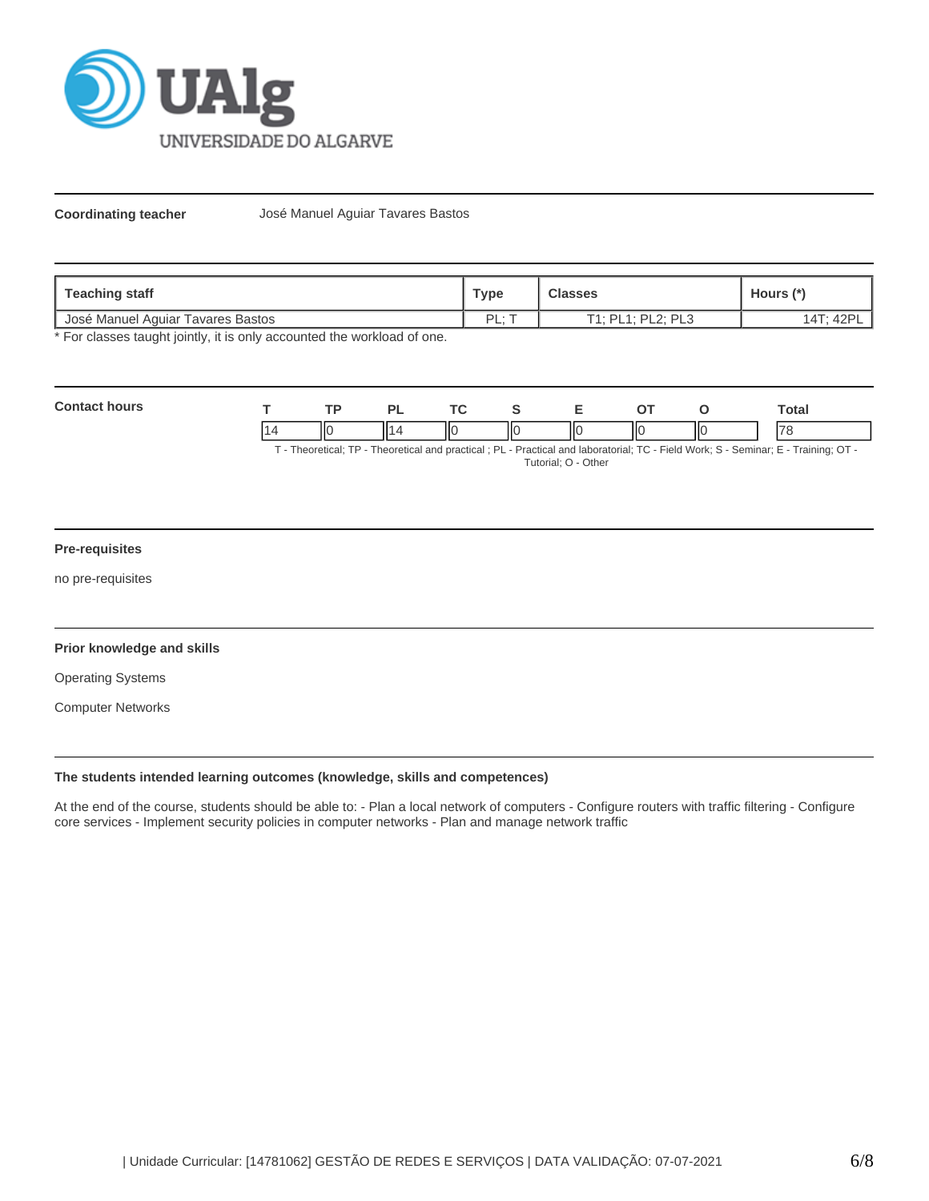**Coordinating teacher** José Manuel Aguiar Tavares Bastos

| Teaching staff | Type | Classes | Hours (*) |
|---|---|---|---|
| José Manuel Aguiar Tavares Bastos | PL; T | T1; PL1; PL2; PL3 | 14T; 42PL |

* For classes taught jointly, it is only accounted the workload of one.

**Contact hours**

| T | TP | PL | TC | S | E | OT | O | Total |
|---|---|---|---|---|---|---|---|---|
| 14 | 0 | 14 | 0 | 0 | 0 | 0 | 0 | 78 |

T - Theoretical; TP - Theoretical and practical ; PL - Practical and laboratorial; TC - Field Work; S - Seminar; E - Training; OT - Tutorial; O - Other

#### Pre-requisites

no pre-requisites

#### Prior knowledge and skills

Operating Systems

Computer Networks

#### The students intended learning outcomes (knowledge, skills and competences)

At the end of the course, students should be able to: - Plan a local network of computers - Configure routers with traffic filtering - Configure core services - Implement security policies in computer networks - Plan and manage network traffic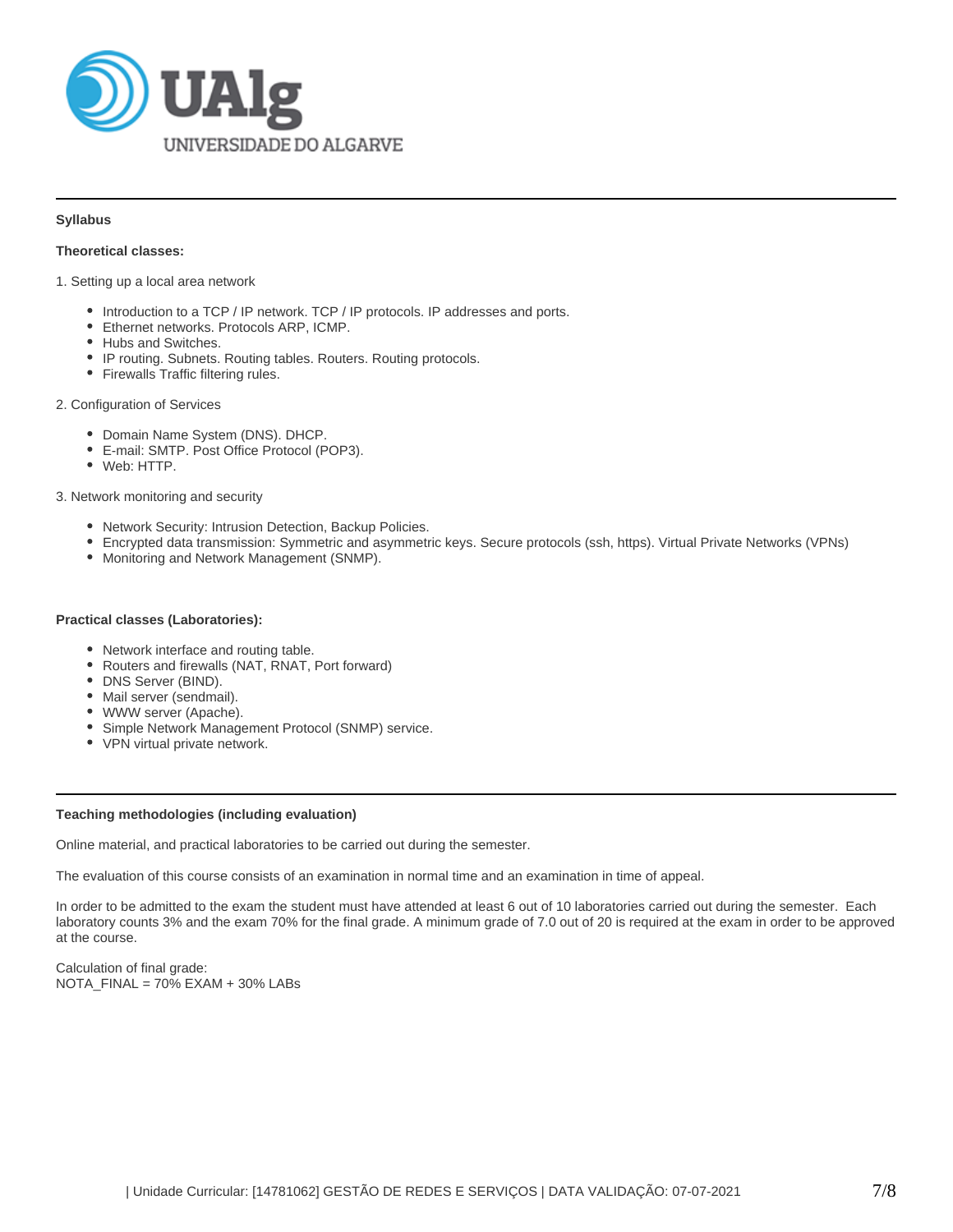**Syllabus**

**Theoretical classes:**

1. Setting up a local area network

- Introduction to a TCP / IP network. TCP / IP protocols. IP addresses and ports.
- Ethernet networks. Protocols ARP, ICMP.
- Hubs and Switches.
- IP routing. Subnets. Routing tables. Routers. Routing protocols.
- Firewalls Traffic filtering rules.

2. Configuration of Services

- Domain Name System (DNS). DHCP.
- E-mail: SMTP. Post Office Protocol (POP3).
- Web: HTTP.

3. Network monitoring and security

- Network Security: Intrusion Detection, Backup Policies.
- Encrypted data transmission: Symmetric and asymmetric keys. Secure protocols (ssh, https). Virtual Private Networks (VPNs)
- Monitoring and Network Management (SNMP).

**Practical classes (Laboratories):**

- Network interface and routing table.
- Routers and firewalls (NAT, RNAT, Port forward)
- DNS Server (BIND).
- Mail server (sendmail).
- WWW server (Apache).
- Simple Network Management Protocol (SNMP) service.
- VPN virtual private network.

---

**Teaching methodologies (including evaluation)**

Online material, and practical laboratories to be carried out during the semester.

The evaluation of this course consists of an examination in normal time and an examination in time of appeal.

In order to be admitted to the exam the student must have attended at least 6 out of 10 laboratories carried out during the semester. Each laboratory counts 3% and the exam 70% for the final grade. A minimum grade of 7.0 out of 20 is required at the exam in order to be approved at the course.

Calculation of final grade:
NOTA_FINAL = 70% EXAM + 30% LABs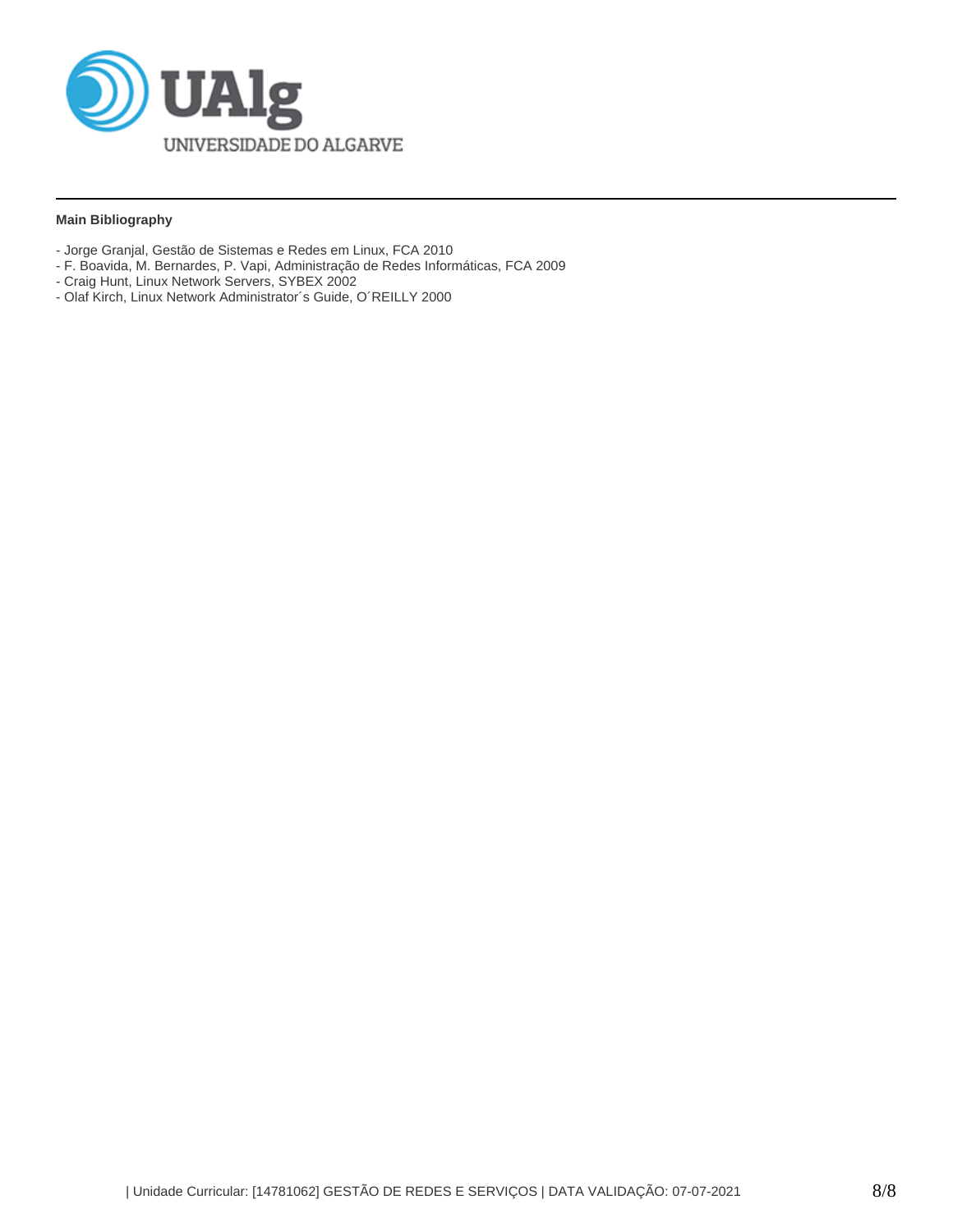**Main Bibliography**

- Jorge Granjal, Gestão de Sistemas e Redes em Linux, FCA 2010
- F. Boavida, M. Bernardes, P. Vapi, Administração de Redes Informáticas, FCA 2009
- Craig Hunt, Linux Network Servers, SYBEX 2002
- Olaf Kirch, Linux Network Administrator´s Guide, O´REILLY 2000